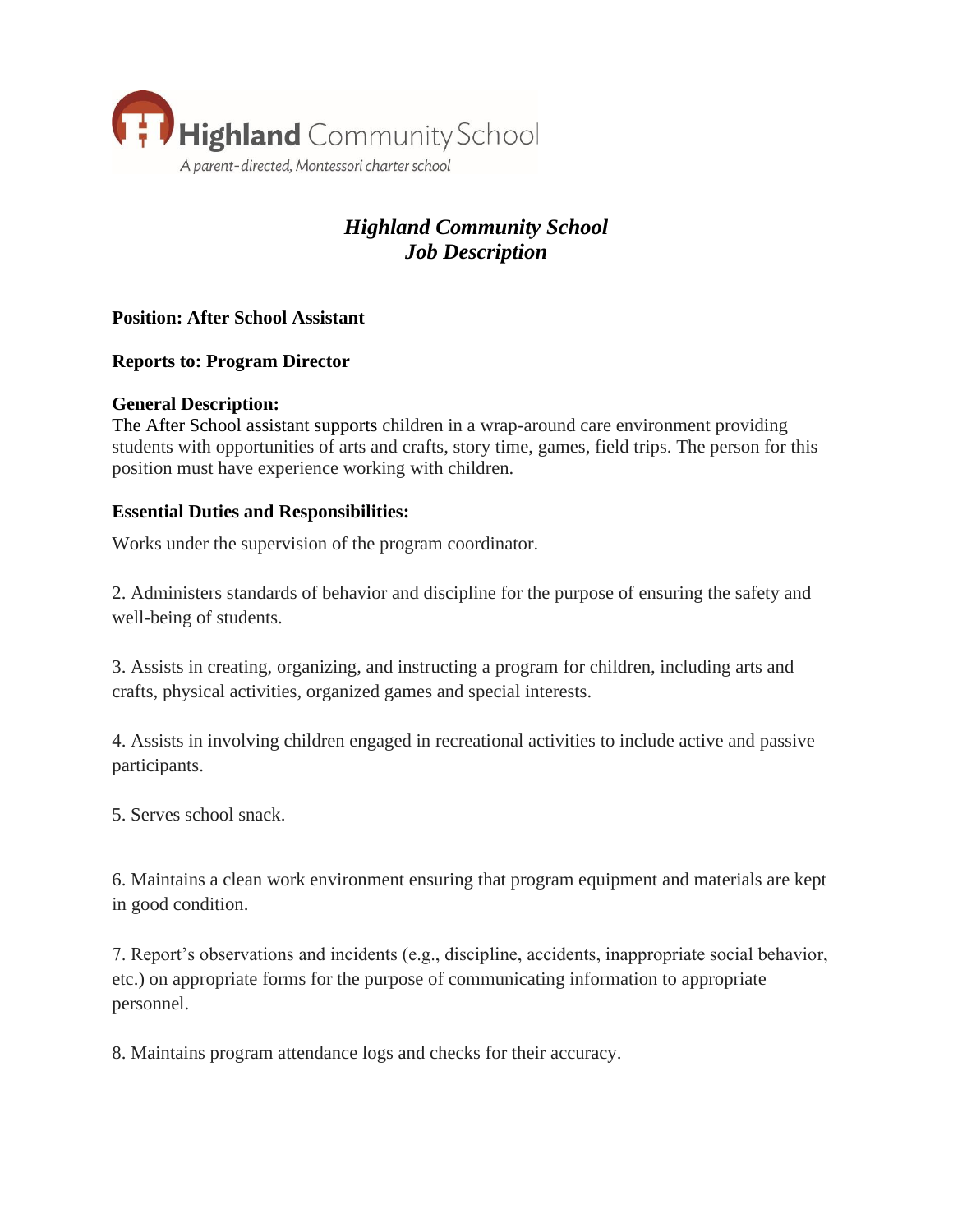Highland Community School

A parent-directed, Montessori charter school

# *Highland Community School*
## *Job Description*

**Position: After School Assistant**

**Reports to: Program Director**

**General Description:**
The After School assistant supports children in a wrap-around care environment providing students with opportunities of arts and crafts, story time, games, field trips. The person for this position must have experience working with children.

**Essential Duties and Responsibilities:**

Works under the supervision of the program coordinator.

2. Administers standards of behavior and discipline for the purpose of ensuring the safety and well-being of students.

3. Assists in creating, organizing, and instructing a program for children, including arts and crafts, physical activities, organized games and special interests.

4. Assists in involving children engaged in recreational activities to include active and passive participants.

5. Serves school snack.

6. Maintains a clean work environment ensuring that program equipment and materials are kept in good condition.

7. Report's observations and incidents (e.g., discipline, accidents, inappropriate social behavior, etc.) on appropriate forms for the purpose of communicating information to appropriate personnel.

8. Maintains program attendance logs and checks for their accuracy.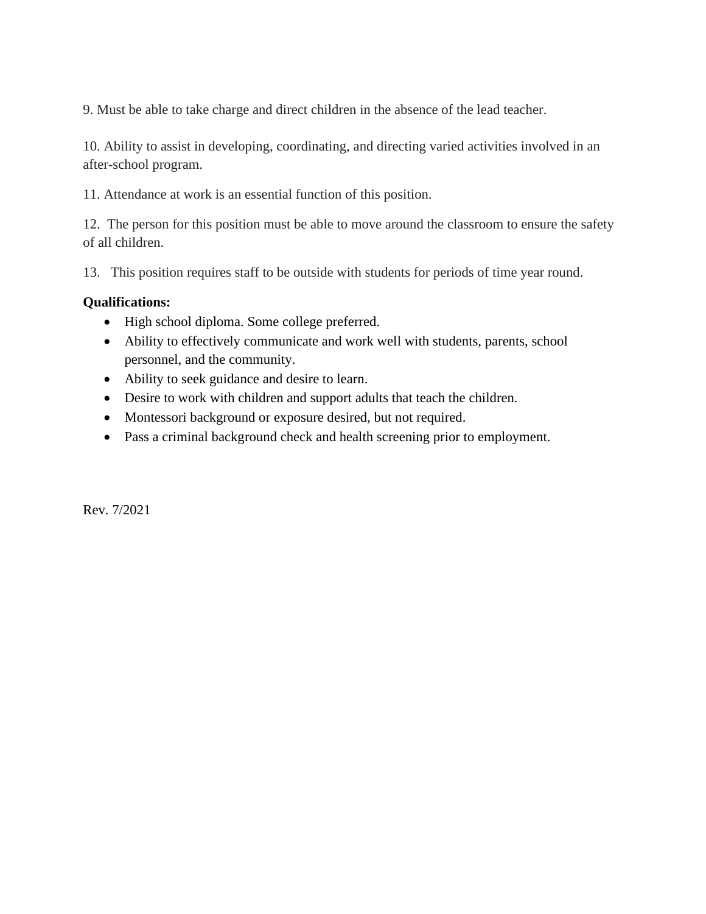9. Must be able to take charge and direct children in the absence of the lead teacher.

10. Ability to assist in developing, coordinating, and directing varied activities involved in an after-school program.

11. Attendance at work is an essential function of this position.

12. The person for this position must be able to move around the classroom to ensure the safety of all children.

13. This position requires staff to be outside with students for periods of time year round.

**Qualifications:**

- High school diploma. Some college preferred.
- Ability to effectively communicate and work well with students, parents, school personnel, and the community.
- Ability to seek guidance and desire to learn.
- Desire to work with children and support adults that teach the children.
- Montessori background or exposure desired, but not required.
- Pass a criminal background check and health screening prior to employment.

Rev. 7/2021